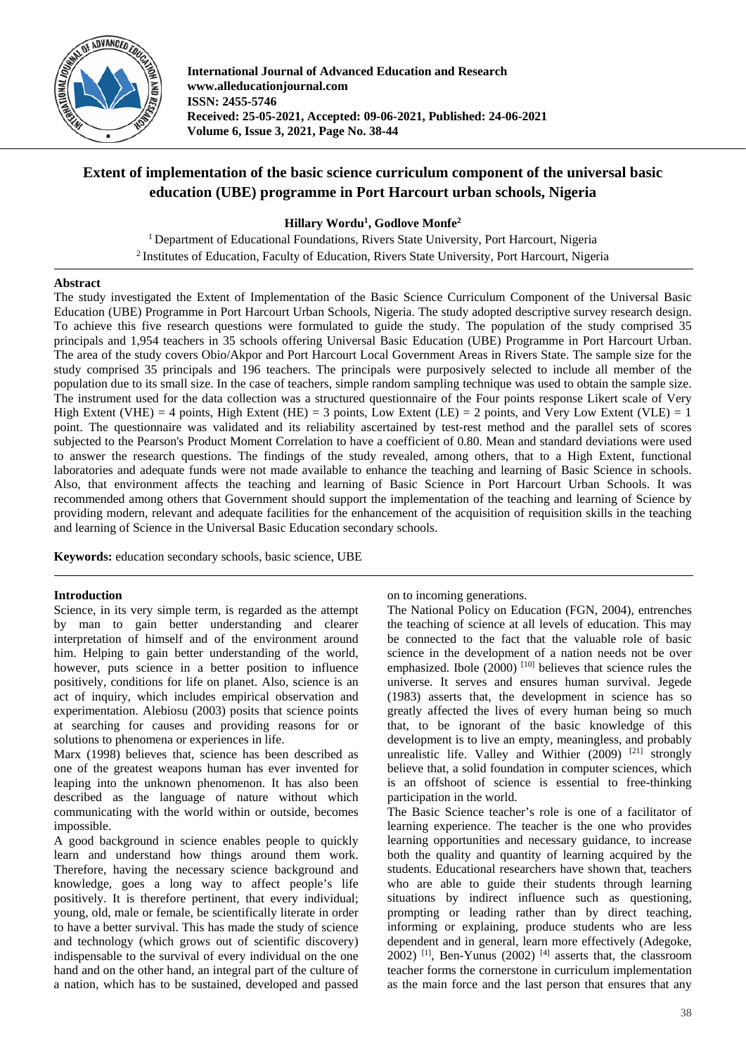# Extent of implementation of the basic science curriculum component of the universal basic education (UBE) programme in Port Harcourt urban schools, Nigeria

**Hillary Wordu[1], Godlove Monfe[2]**

[1] Department of Educational Foundations, Rivers State University, Port Harcourt, Nigeria
[2] Institutes of Education, Faculty of Education, Rivers State University, Port Harcourt, Nigeria

## Abstract

The study investigated the Extent of Implementation of the Basic Science Curriculum Component of the Universal Basic Education (UBE) Programme in Port Harcourt Urban Schools, Nigeria. The study adopted descriptive survey research design. To achieve this five research questions were formulated to guide the study. The population of the study comprised 35 principals and 1,954 teachers in 35 schools offering Universal Basic Education (UBE) Programme in Port Harcourt Urban. The area of the study covers Obio/Akpor and Port Harcourt Local Government Areas in Rivers State. The sample size for the study comprised 35 principals and 196 teachers. The principals were purposively selected to include all member of the population due to its small size. In the case of teachers, simple random sampling technique was used to obtain the sample size. The instrument used for the data collection was a structured questionnaire of the Four points response Likert scale of Very High Extent (VHE) = 4 points, High Extent (HE) = 3 points, Low Extent (LE) = 2 points, and Very Low Extent (VLE) = 1 point. The questionnaire was validated and its reliability ascertained by test-rest method and the parallel sets of scores subjected to the Pearson's Product Moment Correlation to have a coefficient of 0.80. Mean and standard deviations were used to answer the research questions. The findings of the study revealed, among others, that to a High Extent, functional laboratories and adequate funds were not made available to enhance the teaching and learning of Basic Science in schools. Also, that environment affects the teaching and learning of Basic Science in Port Harcourt Urban Schools. It was recommended among others that Government should support the implementation of the teaching and learning of Science by providing modern, relevant and adequate facilities for the enhancement of the acquisition of requisition skills in the teaching and learning of Science in the Universal Basic Education secondary schools.

**Keywords:** education secondary schools, basic science, UBE

## Introduction

Science, in its very simple term, is regarded as the attempt by man to gain better understanding and clearer interpretation of himself and of the environment around him. Helping to gain better understanding of the world, however, puts science in a better position to influence positively, conditions for life on planet. Also, science is an act of inquiry, which includes empirical observation and experimentation. Alebiosu (2003) posits that science points at searching for causes and providing reasons for or solutions to phenomena or experiences in life.

Marx (1998) believes that, science has been described as one of the greatest weapons human has ever invented for leaping into the unknown phenomenon. It has also been described as the language of nature without which communicating with the world within or outside, becomes impossible.

A good background in science enables people to quickly learn and understand how things around them work. Therefore, having the necessary science background and knowledge, goes a long way to affect people's life positively. It is therefore pertinent, that every individual; young, old, male or female, be scientifically literate in order to have a better survival. This has made the study of science and technology (which grows out of scientific discovery) indispensable to the survival of every individual on the one hand and on the other hand, an integral part of the culture of a nation, which has to be sustained, developed and passed on to incoming generations.

The National Policy on Education (FGN, 2004), entrenches the teaching of science at all levels of education. This may be connected to the fact that the valuable role of basic science in the development of a nation needs not be over emphasized. Ibole (2000) [10] believes that science rules the universe. It serves and ensures human survival. Jegede (1983) asserts that, the development in science has so greatly affected the lives of every human being so much that, to be ignorant of the basic knowledge of this development is to live an empty, meaningless, and probably unrealistic life. Valley and Withier (2009) [21] strongly believe that, a solid foundation in computer sciences, which is an offshoot of science is essential to free-thinking participation in the world.

The Basic Science teacher's role is one of a facilitator of learning experience. The teacher is the one who provides learning opportunities and necessary guidance, to increase both the quality and quantity of learning acquired by the students. Educational researchers have shown that, teachers who are able to guide their students through learning situations by indirect influence such as questioning, prompting or leading rather than by direct teaching, informing or explaining, produce students who are less dependent and in general, learn more effectively (Adegoke, 2002) [1], Ben-Yunus (2002) [4] asserts that, the classroom teacher forms the cornerstone in curriculum implementation as the main force and the last person that ensures that any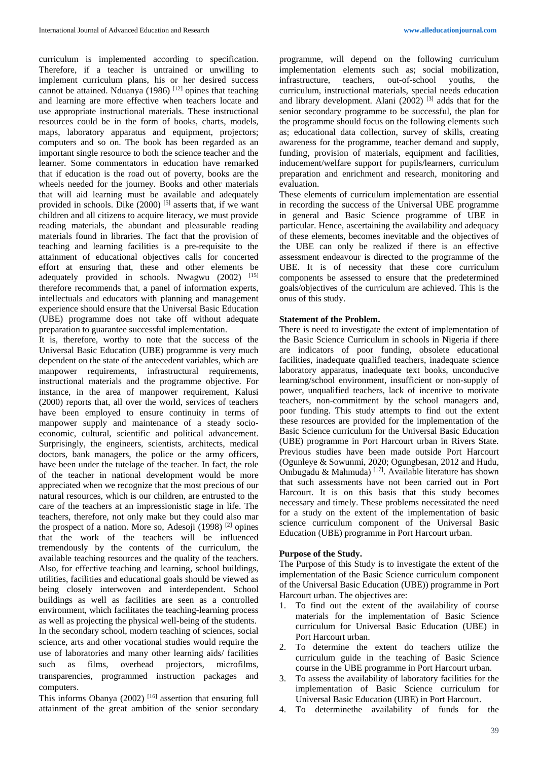curriculum is implemented according to specification. Therefore, if a teacher is untrained or unwilling to implement curriculum plans, his or her desired success cannot be attained. Nduanya (1986) [12] opines that teaching and learning are more effective when teachers locate and use appropriate instructional materials. These instructional resources could be in the form of books, charts, models, maps, laboratory apparatus and equipment, projectors; computers and so on. The book has been regarded as an important single resource to both the science teacher and the learner. Some commentators in education have remarked that if education is the road out of poverty, books are the wheels needed for the journey. Books and other materials that will aid learning must be available and adequately provided in schools. Dike (2000) [5] asserts that, if we want children and all citizens to acquire literacy, we must provide reading materials, the abundant and pleasurable reading materials found in libraries. The fact that the provision of teaching and learning facilities is a pre-requisite to the attainment of educational objectives calls for concerted effort at ensuring that, these and other elements be adequately provided in schools. Nwagwu (2002) [15] therefore recommends that, a panel of information experts, intellectuals and educators with planning and management experience should ensure that the Universal Basic Education (UBE) programme does not take off without adequate preparation to guarantee successful implementation.

It is, therefore, worthy to note that the success of the Universal Basic Education (UBE) programme is very much dependent on the state of the antecedent variables, which are manpower requirements, infrastructural requirements, instructional materials and the programme objective. For instance, in the area of manpower requirement, Kalusi (2000) reports that, all over the world, services of teachers have been employed to ensure continuity in terms of manpower supply and maintenance of a steady socio-economic, cultural, scientific and political advancement. Surprisingly, the engineers, scientists, architects, medical doctors, bank managers, the police or the army officers, have been under the tutelage of the teacher. In fact, the role of the teacher in national development would be more appreciated when we recognize that the most precious of our natural resources, which is our children, are entrusted to the care of the teachers at an impressionistic stage in life. The teachers, therefore, not only make but they could also mar the prospect of a nation. More so, Adesoji (1998) [2] opines that the work of the teachers will be influenced tremendously by the contents of the curriculum, the available teaching resources and the quality of the teachers. Also, for effective teaching and learning, school buildings, utilities, facilities and educational goals should be viewed as being closely interwoven and interdependent. School buildings as well as facilities are seen as a controlled environment, which facilitates the teaching-learning process as well as projecting the physical well-being of the students.

In the secondary school, modern teaching of sciences, social science, arts and other vocational studies would require the use of laboratories and many other learning aids/ facilities such as films, overhead projectors, microfilms, transparencies, programmed instruction packages and computers.

This informs Obanya (2002) [16] assertion that ensuring full attainment of the great ambition of the senior secondary programme, will depend on the following curriculum implementation elements such as; social mobilization, infrastructure, teachers, out-of-school youths, the curriculum, instructional materials, special needs education and library development. Alani (2002) [3] adds that for the senior secondary programme to be successful, the plan for the programme should focus on the following elements such as; educational data collection, survey of skills, creating awareness for the programme, teacher demand and supply, funding, provision of materials, equipment and facilities, inducement/welfare support for pupils/learners, curriculum preparation and enrichment and research, monitoring and evaluation.

These elements of curriculum implementation are essential in recording the success of the Universal UBE programme in general and Basic Science programme of UBE in particular. Hence, ascertaining the availability and adequacy of these elements, becomes inevitable and the objectives of the UBE can only be realized if there is an effective assessment endeavour is directed to the programme of the UBE. It is of necessity that these core curriculum components be assessed to ensure that the predetermined goals/objectives of the curriculum are achieved. This is the onus of this study.

**Statement of the Problem.**

There is need to investigate the extent of implementation of the Basic Science Curriculum in schools in Nigeria if there are indicators of poor funding, obsolete educational facilities, inadequate qualified teachers, inadequate science laboratory apparatus, inadequate text books, unconducive learning/school environment, insufficient or non-supply of power, unqualified teachers, lack of incentive to motivate teachers, non-commitment by the school managers and, poor funding. This study attempts to find out the extent these resources are provided for the implementation of the Basic Science curriculum for the Universal Basic Education (UBE) programme in Port Harcourt urban in Rivers State. Previous studies have been made outside Port Harcourt (Ogunleye & Sowunmi, 2020; Ogungbesan, 2012 and Hudu, Ombugadu & Mahmuda) [17]. Available literature has shown that such assessments have not been carried out in Port Harcourt. It is on this basis that this study becomes necessary and timely. These problems necessitated the need for a study on the extent of the implementation of basic science curriculum component of the Universal Basic Education (UBE) programme in Port Harcourt urban.

**Purpose of the Study.**

The Purpose of this Study is to investigate the extent of the implementation of the Basic Science curriculum component of the Universal Basic Education (UBE)) programme in Port Harcourt urban. The objectives are:

1. To find out the extent of the availability of course materials for the implementation of Basic Science curriculum for Universal Basic Education (UBE) in Port Harcourt urban.
2. To determine the extent do teachers utilize the curriculum guide in the teaching of Basic Science course in the UBE programme in Port Harcourt urban.
3. To assess the availability of laboratory facilities for the implementation of Basic Science curriculum for Universal Basic Education (UBE) in Port Harcourt.
4. To determinethe availability of funds for the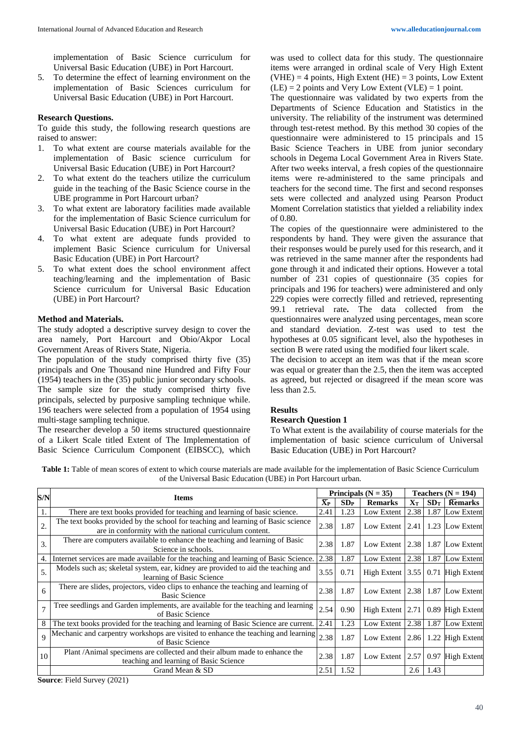implementation of Basic Science curriculum for Universal Basic Education (UBE) in Port Harcourt.

5. To determine the effect of learning environment on the implementation of Basic Sciences curriculum for Universal Basic Education (UBE) in Port Harcourt.

**Research Questions.**

To guide this study, the following research questions are raised to answer:

1. To what extent are course materials available for the implementation of Basic science curriculum for Universal Basic Education (UBE) in Port Harcourt?
2. To what extent do the teachers utilize the curriculum guide in the teaching of the Basic Science course in the UBE programme in Port Harcourt urban?
3. To what extent are laboratory facilities made available for the implementation of Basic Science curriculum for Universal Basic Education (UBE) in Port Harcourt?
4. To what extent are adequate funds provided to implement Basic Science curriculum for Universal Basic Education (UBE) in Port Harcourt?
5. To what extent does the school environment affect teaching/learning and the implementation of Basic Science curriculum for Universal Basic Education (UBE) in Port Harcourt?

**Method and Materials.**

The study adopted a descriptive survey design to cover the area namely, Port Harcourt and Obio/Akpor Local Government Areas of Rivers State, Nigeria.

The population of the study comprised thirty five (35) principals and One Thousand nine Hundred and Fifty Four (1954) teachers in the (35) public junior secondary schools.

The sample size for the study comprised thirty five principals, selected by purposive sampling technique while. 196 teachers were selected from a population of 1954 using multi-stage sampling technique.

The researcher develop a 50 items structured questionnaire of a Likert Scale titled Extent of The Implementation of Basic Science Curriculum Component (EIBSCC), which was used to collect data for this study. The questionnaire items were arranged in ordinal scale of Very High Extent (VHE) = 4 points, High Extent (HE) = 3 points, Low Extent (LE) = 2 points and Very Low Extent (VLE) = 1 point.

The questionnaire was validated by two experts from the Departments of Science Education and Statistics in the university. The reliability of the instrument was determined through test-retest method. By this method 30 copies of the questionnaire were administered to 15 principals and 15 Basic Science Teachers in UBE from junior secondary schools in Degema Local Government Area in Rivers State. After two weeks interval, a fresh copies of the questionnaire items were re-administered to the same principals and teachers for the second time. The first and second responses sets were collected and analyzed using Pearson Product Moment Correlation statistics that yielded a reliability index of 0.80.

The copies of the questionnaire were administered to the respondents by hand. They were given the assurance that their responses would be purely used for this research, and it was retrieved in the same manner after the respondents had gone through it and indicated their options. However a total number of 231 copies of questionnaire (35 copies for principals and 196 for teachers) were administered and only 229 copies were correctly filled and retrieved, representing 99.1 retrieval rate**.** The data collected from the questionnaires were analyzed using percentages, mean score and standard deviation. Z-test was used to test the hypotheses at 0.05 significant level, also the hypotheses in section B were rated using the modified four likert scale.

The decision to accept an item was that if the mean score was equal or greater than the 2.5, then the item was accepted as agreed, but rejected or disagreed if the mean score was less than 2.5.

## Results

### Research Question 1

To What extent is the availability of course materials for the implementation of basic science curriculum of Universal Basic Education (UBE) in Port Harcourt?

**Table 1:** Table of mean scores of extent to which course materials are made available for the implementation of Basic Science Curriculum of the Universal Basic Education (UBE) in Port Harcourt urban.

| S/N | Items | Principals (N = 35) | | | Teachers (N = 194) | | |
|---|---|---|---|---|---|---|---|
| | | $\bar{X}_P$ | $SD_P$ | Remarks | $X_T$ | $SD_T$ | Remarks |
| 1. | There are text books provided for teaching and learning of basic science. | 2.41 | 1.23 | Low Extent | 2.38 | 1.87 | Low Extent |
| 2. | The text books provided by the school for teaching and learning of Basic science are in conformity with the national curriculum content. | 2.38 | 1.87 | Low Extent | 2.41 | 1.23 | Low Extent |
| 3. | There are computers available to enhance the teaching and learning of Basic Science in schools. | 2.38 | 1.87 | Low Extent | 2.38 | 1.87 | Low Extent |
| 4. | Internet services are made available for the teaching and learning of Basic Science. | 2.38 | 1.87 | Low Extent | 2.38 | 1.87 | Low Extent |
| 5. | Models such as; skeletal system, ear, kidney are provided to aid the teaching and learning of Basic Science | 3.55 | 0.71 | High Extent | 3.55 | 0.71 | High Extent |
| 6 | There are slides, projectors, video clips to enhance the teaching and learning of Basic Science | 2.38 | 1.87 | Low Extent | 2.38 | 1.87 | Low Extent |
| 7 | Tree seedlings and Garden implements, are available for the teaching and learning of Basic Science | 2.54 | 0.90 | High Extent | 2.71 | 0.89 | High Extent |
| 8 | The text books provided for the teaching and learning of Basic Science are current. | 2.41 | 1.23 | Low Extent | 2.38 | 1.87 | Low Extent |
| 9 | Mechanic and carpentry workshops are visited to enhance the teaching and learning of Basic Science | 2.38 | 1.87 | Low Extent | 2.86 | 1.22 | High Extent |
| 10 | Plant /Animal specimens are collected and their album made to enhance the teaching and learning of Basic Science | 2.38 | 1.87 | Low Extent | 2.57 | 0.97 | High Extent |
| | Grand Mean & SD | 2.51 | 1.52 | | 2.6 | 1.43 | |

**Source**: Field Survey (2021)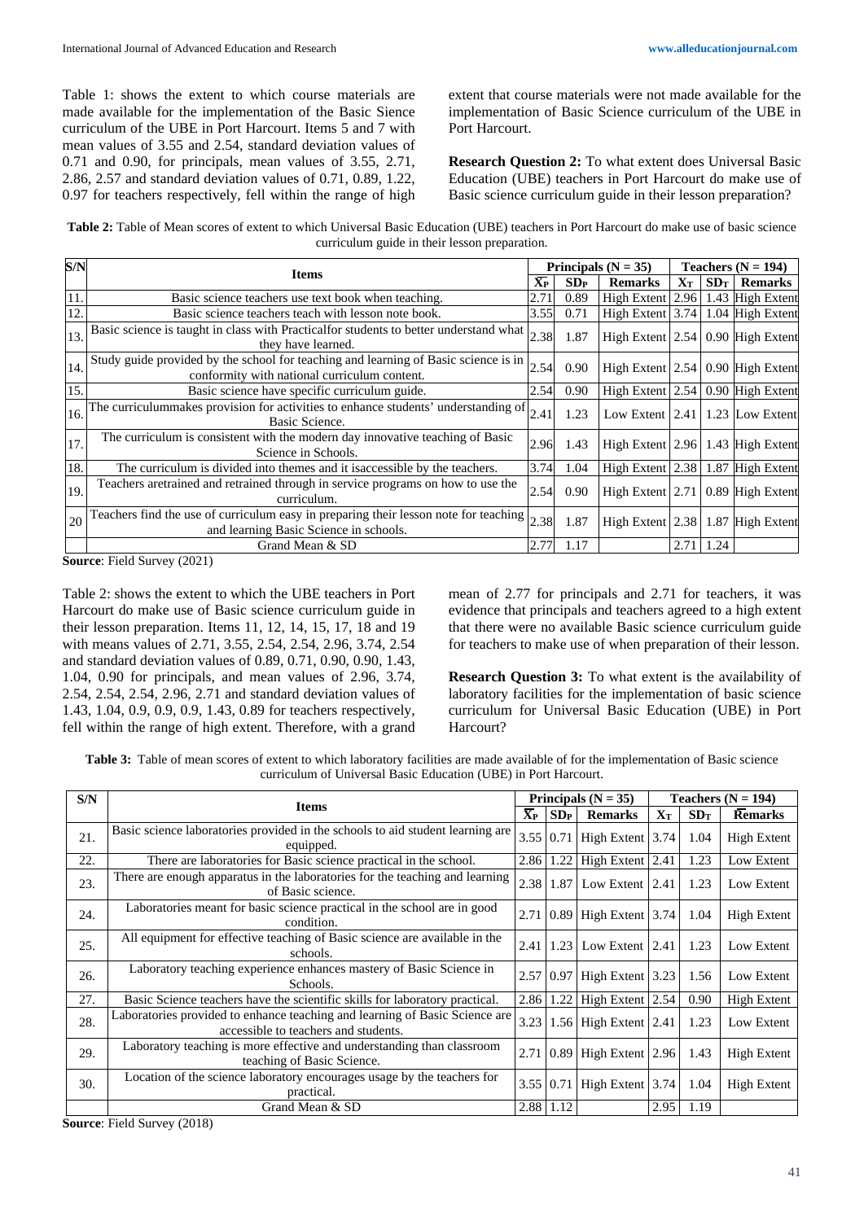Table 1: shows the extent to which course materials are made available for the implementation of the Basic Sience curriculum of the UBE in Port Harcourt. Items 5 and 7 with mean values of 3.55 and 2.54, standard deviation values of 0.71 and 0.90, for principals, mean values of 3.55, 2.71, 2.86, 2.57 and standard deviation values of 0.71, 0.89, 1.22, 0.97 for teachers respectively, fell within the range of high extent that course materials were not made available for the implementation of Basic Science curriculum of the UBE in Port Harcourt.

**Research Question 2:** To what extent does Universal Basic Education (UBE) teachers in Port Harcourt do make use of Basic science curriculum guide in their lesson preparation?

**Table 2:** Table of Mean scores of extent to which Universal Basic Education (UBE) teachers in Port Harcourt do make use of basic science curriculum guide in their lesson preparation.

| S/N | Items | Principals (N = 35) | | | Teachers (N = 194) | | |
|---|---|---|---|---|---|---|---|
| | | $\bar{X}_P$ | $SD_P$ | Remarks | $X_T$ | $SD_T$ | Remarks |
| 11. | Basic science teachers use text book when teaching. | 2.71 | 0.89 | High Extent | 2.96 | 1.43 | High Extent |
| 12. | Basic science teachers teach with lesson note book. | 3.55 | 0.71 | High Extent | 3.74 | 1.04 | High Extent |
| 13. | Basic science is taught in class with Practicalfor students to better understand what they have learned. | 2.38 | 1.87 | High Extent | 2.54 | 0.90 | High Extent |
| 14. | Study guide provided by the school for teaching and learning of Basic science is in conformity with national curriculum content. | 2.54 | 0.90 | High Extent | 2.54 | 0.90 | High Extent |
| 15. | Basic science have specific curriculum guide. | 2.54 | 0.90 | High Extent | 2.54 | 0.90 | High Extent |
| 16. | The curriculummakes provision for activities to enhance students' understanding of Basic Science. | 2.41 | 1.23 | Low Extent | 2.41 | 1.23 | Low Extent |
| 17. | The curriculum is consistent with the modern day innovative teaching of Basic Science in Schools. | 2.96 | 1.43 | High Extent | 2.96 | 1.43 | High Extent |
| 18. | The curriculum is divided into themes and it isaccessible by the teachers. | 3.74 | 1.04 | High Extent | 2.38 | 1.87 | High Extent |
| 19. | Teachers aretrained and retrained through in service programs on how to use the curriculum. | 2.54 | 0.90 | High Extent | 2.71 | 0.89 | High Extent |
| 20 | Teachers find the use of curriculum easy in preparing their lesson note for teaching and learning Basic Science in schools. | 2.38 | 1.87 | High Extent | 2.38 | 1.87 | High Extent |
| | Grand Mean & SD | 2.77 | 1.17 | | 2.71 | 1.24 | |

**Source**: Field Survey (2021)

Table 2: shows the extent to which the UBE teachers in Port Harcourt do make use of Basic science curriculum guide in their lesson preparation. Items 11, 12, 14, 15, 17, 18 and 19 with means values of 2.71, 3.55, 2.54, 2.54, 2.96, 3.74, 2.54 and standard deviation values of 0.89, 0.71, 0.90, 0.90, 1.43, 1.04, 0.90 for principals, and mean values of 2.96, 3.74, 2.54, 2.54, 2.54, 2.96, 2.71 and standard deviation values of 1.43, 1.04, 0.9, 0.9, 0.9, 1.43, 0.89 for teachers respectively, fell within the range of high extent. Therefore, with a grand mean of 2.77 for principals and 2.71 for teachers, it was evidence that principals and teachers agreed to a high extent that there were no available Basic science curriculum guide for teachers to make use of when preparation of their lesson.

**Research Question 3:** To what extent is the availability of laboratory facilities for the implementation of basic science curriculum for Universal Basic Education (UBE) in Port Harcourt?

**Table 3:** Table of mean scores of extent to which laboratory facilities are made available of for the implementation of Basic science curriculum of Universal Basic Education (UBE) in Port Harcourt.

| S/N | Items | Principals (N = 35) | | | Teachers (N = 194) | | |
|---|---|---|---|---|---|---|---|
| | | $\bar{X}_P$ | $SD_P$ | Remarks | $X_T$ | $SD_T$ | Remarks |
| 21. | Basic science laboratories provided in the schools to aid student learning are equipped. | 3.55 | 0.71 | High Extent | 3.74 | 1.04 | High Extent |
| 22. | There are laboratories for Basic science practical in the school. | 2.86 | 1.22 | High Extent | 2.41 | 1.23 | Low Extent |
| 23. | There are enough apparatus in the laboratories for the teaching and learning of Basic science. | 2.38 | 1.87 | Low Extent | 2.41 | 1.23 | Low Extent |
| 24. | Laboratories meant for basic science practical in the school are in good condition. | 2.71 | 0.89 | High Extent | 3.74 | 1.04 | High Extent |
| 25. | All equipment for effective teaching of Basic science are available in the schools. | 2.41 | 1.23 | Low Extent | 2.41 | 1.23 | Low Extent |
| 26. | Laboratory teaching experience enhances mastery of Basic Science in Schools. | 2.57 | 0.97 | High Extent | 3.23 | 1.56 | Low Extent |
| 27. | Basic Science teachers have the scientific skills for laboratory practical. | 2.86 | 1.22 | High Extent | 2.54 | 0.90 | High Extent |
| 28. | Laboratories provided to enhance teaching and learning of Basic Science are accessible to teachers and students. | 3.23 | 1.56 | High Extent | 2.41 | 1.23 | Low Extent |
| 29. | Laboratory teaching is more effective and understanding than classroom teaching of Basic Science. | 2.71 | 0.89 | High Extent | 2.96 | 1.43 | High Extent |
| 30. | Location of the science laboratory encourages usage by the teachers for practical. | 3.55 | 0.71 | High Extent | 3.74 | 1.04 | High Extent |
| | Grand Mean & SD | 2.88 | 1.12 | | 2.95 | 1.19 | |

**Source**: Field Survey (2018)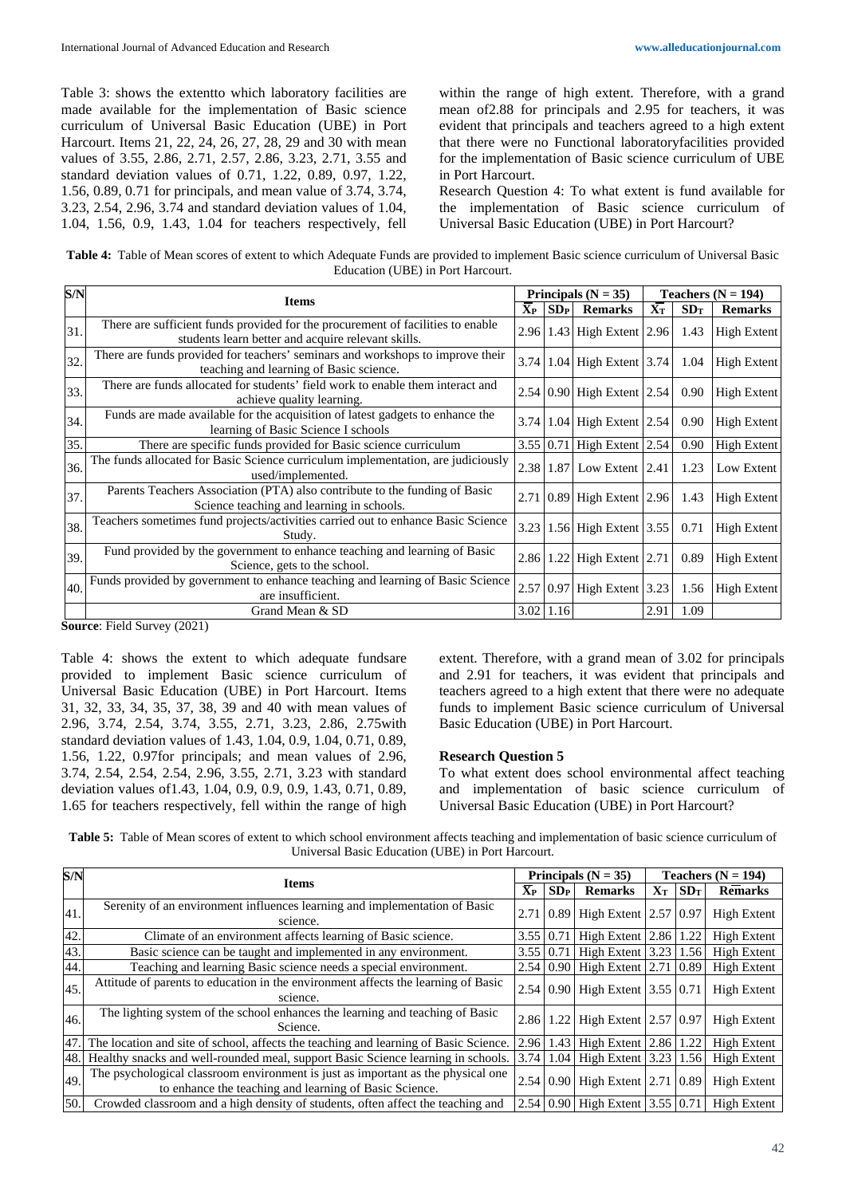Table 3: shows the extentto which laboratory facilities are made available for the implementation of Basic science curriculum of Universal Basic Education (UBE) in Port Harcourt. Items 21, 22, 24, 26, 27, 28, 29 and 30 with mean values of 3.55, 2.86, 2.71, 2.57, 2.86, 3.23, 2.71, 3.55 and standard deviation values of 0.71, 1.22, 0.89, 0.97, 1.22, 1.56, 0.89, 0.71 for principals, and mean value of 3.74, 3.74, 3.23, 2.54, 2.96, 3.74 and standard deviation values of 1.04, 1.04, 1.56, 0.9, 1.43, 1.04 for teachers respectively, fell within the range of high extent. Therefore, with a grand mean of2.88 for principals and 2.95 for teachers, it was evident that principals and teachers agreed to a high extent that there were no Functional laboratoryfacilities provided for the implementation of Basic science curriculum of UBE in Port Harcourt.

Research Question 4: To what extent is fund available for the implementation of Basic science curriculum of Universal Basic Education (UBE) in Port Harcourt?

**Table 4:** Table of Mean scores of extent to which Adequate Funds are provided to implement Basic science curriculum of Universal Basic Education (UBE) in Port Harcourt.

| S/N | Items | Principals (N = 35) | | | Teachers (N = 194) | | |
|---|---|---|---|---|---|---|---|
| | | $\bar{X}_P$ | $SD_P$ | Remarks | $\bar{X}_T$ | $SD_T$ | Remarks |
| 31. | There are sufficient funds provided for the procurement of facilities to enable students learn better and acquire relevant skills. | 2.96 | 1.43 | High Extent | 2.96 | 1.43 | High Extent |
| 32. | There are funds provided for teachers' seminars and workshops to improve their teaching and learning of Basic science. | 3.74 | 1.04 | High Extent | 3.74 | 1.04 | High Extent |
| 33. | There are funds allocated for students' field work to enable them interact and achieve quality learning. | 2.54 | 0.90 | High Extent | 2.54 | 0.90 | High Extent |
| 34. | Funds are made available for the acquisition of latest gadgets to enhance the learning of Basic Science I schools | 3.74 | 1.04 | High Extent | 2.54 | 0.90 | High Extent |
| 35. | There are specific funds provided for Basic science curriculum | 3.55 | 0.71 | High Extent | 2.54 | 0.90 | High Extent |
| 36. | The funds allocated for Basic Science curriculum implementation, are judiciously used/implemented. | 2.38 | 1.87 | Low Extent | 2.41 | 1.23 | Low Extent |
| 37. | Parents Teachers Association (PTA) also contribute to the funding of Basic Science teaching and learning in schools. | 2.71 | 0.89 | High Extent | 2.96 | 1.43 | High Extent |
| 38. | Teachers sometimes fund projects/activities carried out to enhance Basic Science Study. | 3.23 | 1.56 | High Extent | 3.55 | 0.71 | High Extent |
| 39. | Fund provided by the government to enhance teaching and learning of Basic Science, gets to the school. | 2.86 | 1.22 | High Extent | 2.71 | 0.89 | High Extent |
| 40. | Funds provided by government to enhance teaching and learning of Basic Science are insufficient. | 2.57 | 0.97 | High Extent | 3.23 | 1.56 | High Extent |
| | Grand Mean & SD | 3.02 | 1.16 | | 2.91 | 1.09 | |

**Source**: Field Survey (2021)

Table 4: shows the extent to which adequate fundsare provided to implement Basic science curriculum of Universal Basic Education (UBE) in Port Harcourt. Items 31, 32, 33, 34, 35, 37, 38, 39 and 40 with mean values of 2.96, 3.74, 2.54, 3.74, 3.55, 2.71, 3.23, 2.86, 2.75with standard deviation values of 1.43, 1.04, 0.9, 1.04, 0.71, 0.89, 1.56, 1.22, 0.97for principals; and mean values of 2.96, 3.74, 2.54, 2.54, 2.54, 2.96, 3.55, 2.71, 3.23 with standard deviation of1.43, 1.04, 0.9, 0.9, 0.9, 1.43, 0.71, 0.89, 1.65 for teachers respectively, fell within the range of high extent. Therefore, with a grand mean of 3.02 for principals and 2.91 for teachers, it was evident that principals and teachers agreed to a high extent that there were no adequate funds to implement Basic science curriculum of Universal Basic Education (UBE) in Port Harcourt.

**Research Question 5**

To what extent does school environmental affect teaching and implementation of basic science curriculum of Universal Basic Education (UBE) in Port Harcourt?

**Table 5:** Table of Mean scores of extent to which school environment affects teaching and implementation of basic science curriculum of Universal Basic Education (UBE) in Port Harcourt.

| S/N | Items | Principals (N = 35) | | | Teachers (N = 194) | | |
|---|---|---|---|---|---|---|---|
| | | $\bar{X}_P$ | $SD_P$ | Remarks | $X_T$ | $SD_T$ | Remarks |
| 41. | Serenity of an environment influences learning and implementation of Basic science. | 2.71 | 0.89 | High Extent | 2.57 | 0.97 | High Extent |
| 42. | Climate of an environment affects learning of Basic science. | 3.55 | 0.71 | High Extent | 2.86 | 1.22 | High Extent |
| 43. | Basic science can be taught and implemented in any environment. | 3.55 | 0.71 | High Extent | 3.23 | 1.56 | High Extent |
| 44. | Teaching and learning Basic science needs a special environment. | 2.54 | 0.90 | High Extent | 2.71 | 0.89 | High Extent |
| 45. | Attitude of parents to education in the environment affects the learning of Basic science. | 2.54 | 0.90 | High Extent | 3.55 | 0.71 | High Extent |
| 46. | The lighting system of the school enhances the learning and teaching of Basic Science. | 2.86 | 1.22 | High Extent | 2.57 | 0.97 | High Extent |
| 47. | The location and site of school, affects the teaching and learning of Basic Science. | 2.96 | 1.43 | High Extent | 2.86 | 1.22 | High Extent |
| 48. | Healthy snacks and well-rounded meal, support Basic Science learning in schools. | 3.74 | 1.04 | High Extent | 3.23 | 1.56 | High Extent |
| 49. | The psychological classroom environment is just as important as the physical one to enhance the teaching and learning of Basic Science. | 2.54 | 0.90 | High Extent | 2.71 | 0.89 | High Extent |
| 50. | Crowded classroom and a high density of students, often affect the teaching and | 2.54 | 0.90 | High Extent | 3.55 | 0.71 | High Extent |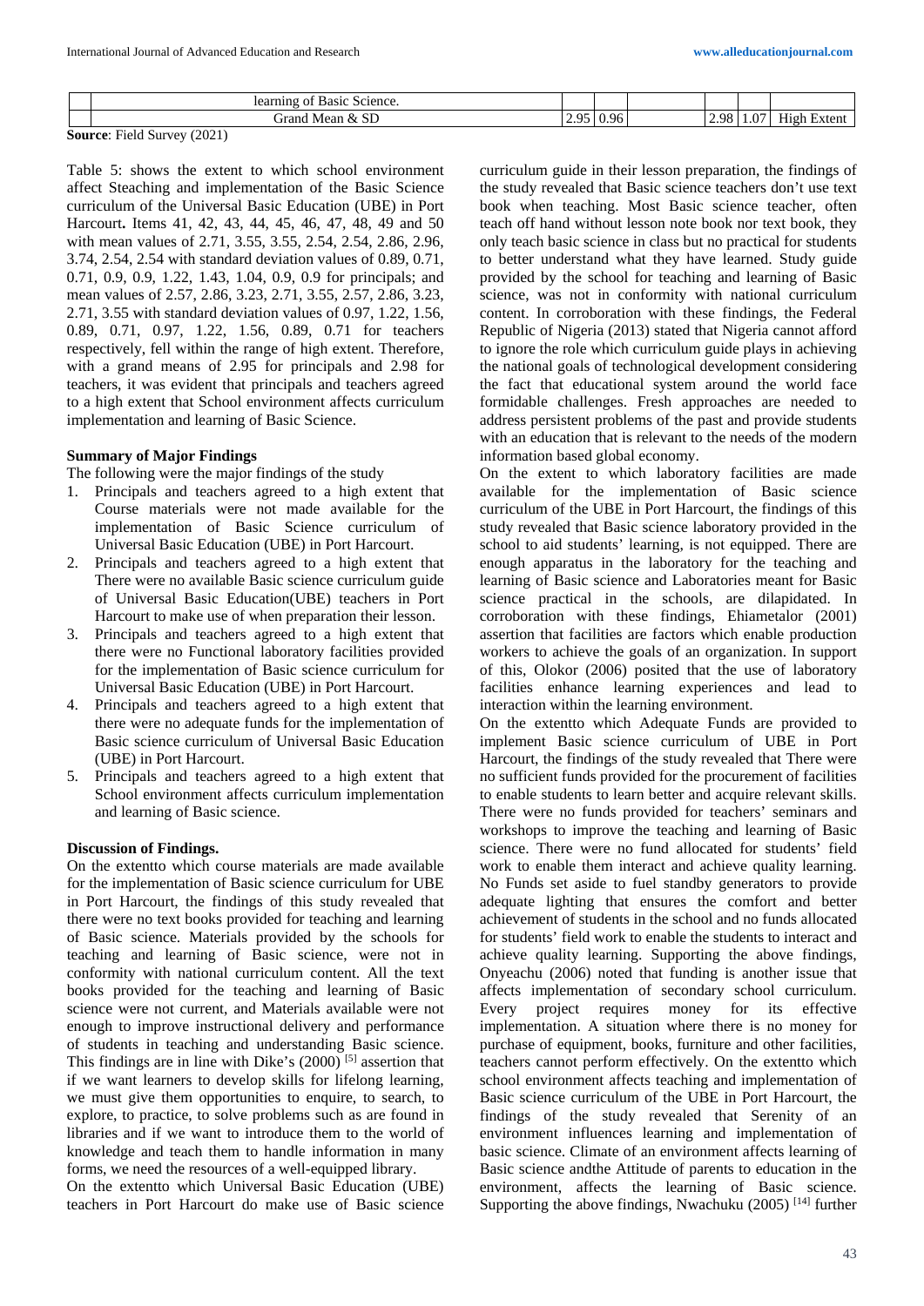| | | | | | | | |
|---|---|---|---|---|---|---|---|
| | learning of Basic Science. | | | | | | |
| | Grand Mean & SD | 2.95 | 0.96 | | 2.98 | 1.07 | High Extent |

**Source**: Field Survey (2021)

Table 5: shows the extent to which school environment affect Steaching and implementation of the Basic Science curriculum of the Universal Basic Education (UBE) in Port Harcourt**.** Items 41, 42, 43, 44, 45, 46, 47, 48, 49 and 50 with mean values of 2.71, 3.55, 3.55, 2.54, 2.54, 2.86, 2.96, 3.74, 2.54, 2.54 with standard deviation values of 0.89, 0.71, 0.71, 0.9, 0.9, 1.22, 1.43, 1.04, 0.9, 0.9 for principals; and mean values of 2.57, 2.86, 3.23, 2.71, 3.55, 2.57, 2.86, 3.23, 2.71, 3.55 with standard deviation values of 0.97, 1.22, 1.56, 0.89, 0.71, 0.97, 1.22, 1.56, 0.89, 0.71 for teachers respectively, fell within the range of high extent. Therefore, with a grand means of 2.95 for principals and 2.98 for teachers, it was evident that principals and teachers agreed to a high extent that School environment affects curriculum implementation and learning of Basic Science.

### Summary of Major Findings

The following were the major findings of the study

1. Principals and teachers agreed to a high extent that Course materials were not made available for the implementation of Basic Science curriculum of Universal Basic Education (UBE) in Port Harcourt.
2. Principals and teachers agreed to a high extent that There were no available Basic science curriculum guide of Universal Basic Education(UBE) teachers in Port Harcourt to make use of when preparation their lesson.
3. Principals and teachers agreed to a high extent that there were no Functional laboratory facilities provided for the implementation of Basic science curriculum for Universal Basic Education (UBE) in Port Harcourt.
4. Principals and teachers agreed to a high extent that there were no adequate funds for the implementation of Basic science curriculum of Universal Basic Education (UBE) in Port Harcourt.
5. Principals and teachers agreed to a high extent that School environment affects curriculum implementation and learning of Basic science.

### Discussion of Findings.

On the extentto which course materials are made available for the implementation of Basic science curriculum for UBE in Port Harcourt, the findings of this study revealed that there were no text books provided for teaching and learning of Basic science. Materials provided by the schools for teaching and learning of Basic science, were not in conformity with national curriculum content. All the text books provided for the teaching and learning of Basic science were not current, and Materials available were not enough to improve instructional delivery and performance of students in teaching and understanding Basic science. This findings are in line with Dike's (2000) [5] assertion that if we want learners to develop skills for lifelong learning, we must give them opportunities to enquire, to search, to explore, to practice, to solve problems such as are found in libraries and if we want to introduce them to the world of knowledge and teach them to handle information in many forms, we need the resources of a well-equipped library.

On the extentto which Universal Basic Education (UBE) teachers in Port Harcourt do make use of Basic science curriculum guide in their lesson preparation, the findings of the study revealed that Basic science teachers don't use text book when teaching. Most Basic science teacher, often teach off hand without lesson note book nor text book, they only teach basic science in class but no practical for students to better understand what they have learned. Study guide provided by the school for teaching and learning of Basic science, was not in conformity with national curriculum content. In corroboration with these findings, the Federal Republic of Nigeria (2013) stated that Nigeria cannot afford to ignore the role which curriculum guide plays in achieving the national goals of technological development considering the fact that educational system around the world face formidable challenges. Fresh approaches are needed to address persistent problems of the past and provide students with an education that is relevant to the needs of the modern information based global economy.

On the extent to which laboratory facilities are made available for the implementation of Basic science curriculum of the UBE in Port Harcourt, the findings of this study revealed that Basic science laboratory provided in the school to aid students' learning, is not equipped. There are enough apparatus in the laboratory for the teaching and learning of Basic science and Laboratories meant for Basic science practical in the schools, are dilapidated. In corroboration with these findings, Ehiametalor (2001) assertion that facilities are factors which enable production workers to achieve the goals of an organization. In support of this, Olokor (2006) posited that the use of laboratory facilities enhance learning experiences and lead to interaction within the learning environment.

On the extentto which Adequate Funds are provided to implement Basic science curriculum of UBE in Port Harcourt, the findings of the study revealed that There were no sufficient funds provided for the procurement of facilities to enable students to learn better and acquire relevant skills. There were no funds provided for teachers' seminars and workshops to improve the teaching and learning of Basic science. There were no fund allocated for students' field work to enable them interact and achieve quality learning. No Funds set aside to fuel standby generators to provide adequate lighting that ensures the comfort and better achievement of students in the school and no funds allocated for students' field work to enable the students to interact and achieve quality learning. Supporting the above findings, Onyeachu (2006) noted that funding is another issue that affects implementation of secondary school curriculum. Every project requires money for its effective implementation. A situation where there is no money for purchase of equipment, books, furniture and other facilities, teachers cannot perform effectively. On the extentto which school environment affects teaching and implementation of Basic science curriculum of the UBE in Port Harcourt, the findings of the study revealed that Serenity of an environment influences learning and implementation of basic science. Climate of an environment affects learning of Basic science andthe Attitude of parents to education in the environment, affects the learning of Basic science. Supporting the above findings, Nwachuku (2005) [14] further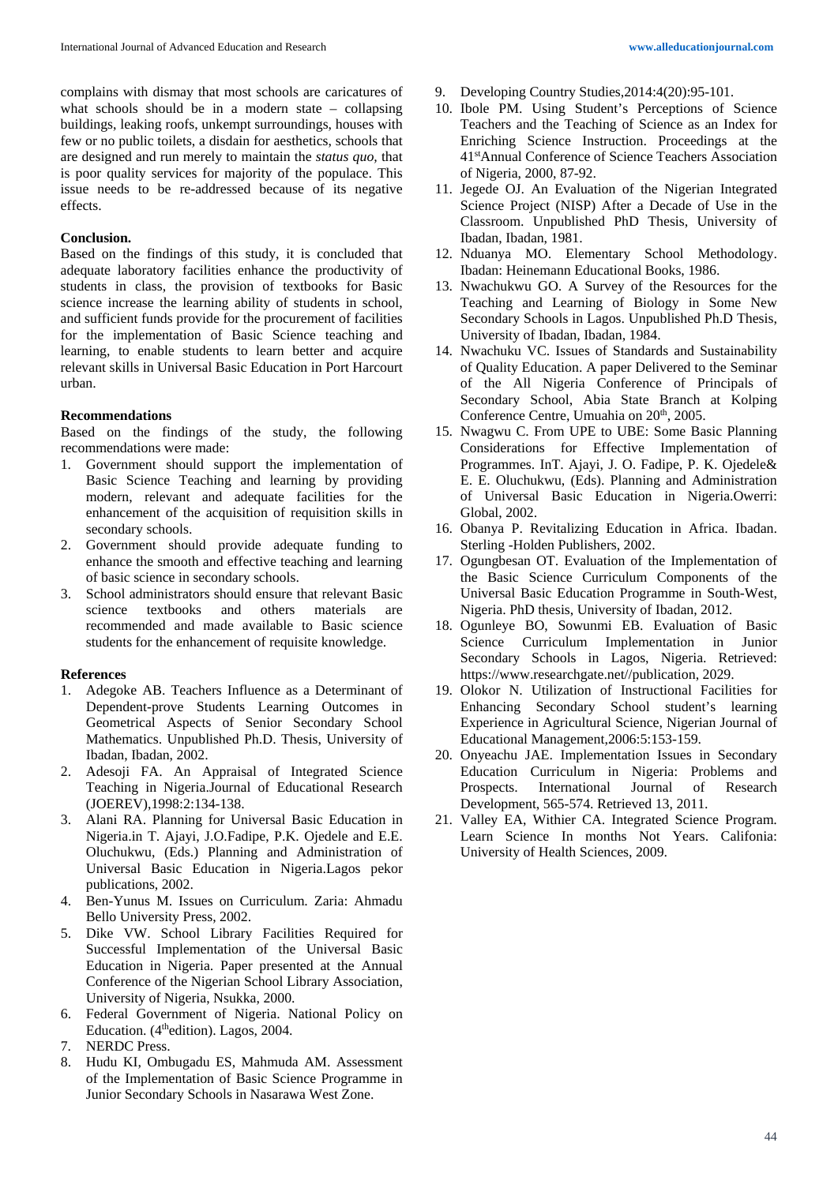complains with dismay that most schools are caricatures of what schools should be in a modern state – collapsing buildings, leaking roofs, unkempt surroundings, houses with few or no public toilets, a disdain for aesthetics, schools that are designed and run merely to maintain the *status quo*, that is poor quality services for majority of the populace. This issue needs to be re-addressed because of its negative effects.

**Conclusion.**

Based on the findings of this study, it is concluded that adequate laboratory facilities enhance the productivity of students in class, the provision of textbooks for Basic science increase the learning ability of students in school, and sufficient funds provide for the procurement of facilities for the implementation of Basic Science teaching and learning, to enable students to learn better and acquire relevant skills in Universal Basic Education in Port Harcourt urban.

**Recommendations**

Based on the findings of the study, the following recommendations were made:

1. Government should support the implementation of Basic Science Teaching and learning by providing modern, relevant and adequate facilities for the enhancement of the acquisition of requisition skills in secondary schools.
2. Government should provide adequate funding to enhance the smooth and effective teaching and learning of basic science in secondary schools.
3. School administrators should ensure that relevant Basic science textbooks and others materials are recommended and made available to Basic science students for the enhancement of requisite knowledge.

**References**

1. Adegoke AB. Teachers Influence as a Determinant of Dependent-prove Students Learning Outcomes in Geometrical Aspects of Senior Secondary School Mathematics. Unpublished Ph.D. Thesis, University of Ibadan, Ibadan, 2002.
2. Adesoji FA. An Appraisal of Integrated Science Teaching in Nigeria.Journal of Educational Research (JOEREV),1998:2:134-138.
3. Alani RA. Planning for Universal Basic Education in Nigeria.in T. Ajayi, J.O.Fadipe, P.K. Ojedele and E.E. Oluchukwu, (Eds.) Planning and Administration of Universal Basic Education in Nigeria.Lagos pekor publications, 2002.
4. Ben-Yunus M. Issues on Curriculum. Zaria: Ahmadu Bello University Press, 2002.
5. Dike VW. School Library Facilities Required for Successful Implementation of the Universal Basic Education in Nigeria. Paper presented at the Annual Conference of the Nigerian School Library Association, University of Nigeria, Nsukka, 2000.
6. Federal Government of Nigeria. National Policy on Education. (4th edition). Lagos, 2004.
7. NERDC Press.
8. Hudu KI, Ombugadu ES, Mahmuda AM. Assessment of the Implementation of Basic Science Programme in Junior Secondary Schools in Nasarawa West Zone.
9. Developing Country Studies,2014:4(20):95-101.
10. Ibole PM. Using Student's Perceptions of Science Teachers and the Teaching of Science as an Index for Enriching Science Instruction. Proceedings at the 41st Annual Conference of Science Teachers Association of Nigeria, 2000, 87-92.
11. Jegede OJ. An Evaluation of the Nigerian Integrated Science Project (NISP) After a Decade of Use in the Classroom. Unpublished PhD Thesis, University of Ibadan, Ibadan, 1981.
12. Nduanya MO. Elementary School Methodology. Ibadan: Heinemann Educational Books, 1986.
13. Nwachukwu GO. A Survey of the Resources for the Teaching and Learning of Biology in Some New Secondary Schools in Lagos. Unpublished Ph.D Thesis, University of Ibadan, Ibadan, 1984.
14. Nwachuku VC. Issues of Standards and Sustainability of Quality Education. A paper Delivered to the Seminar of the All Nigeria Conference of Principals of Secondary School, Abia State Branch at Kolping Conference Centre, Umuahia on 20th, 2005.
15. Nwagwu C. From UPE to UBE: Some Basic Planning Considerations for Effective Implementation of Programmes. InT. Ajayi, J. O. Fadipe, P. K. Ojedele& E. E. Oluchukwu, (Eds). Planning and Administration of Universal Basic Education in Nigeria.Owerri: Global, 2002.
16. Obanya P. Revitalizing Education in Africa. Ibadan. Sterling -Holden Publishers, 2002.
17. Ogungbesan OT. Evaluation of the Implementation of the Basic Science Curriculum Components of the Universal Basic Education Programme in South-West, Nigeria. PhD thesis, University of Ibadan, 2012.
18. Ogunleye BO, Sowunmi EB. Evaluation of Basic Science Curriculum Implementation in Junior Secondary Schools in Lagos, Nigeria. Retrieved: https://www.researchgate.net//publication, 2029.
19. Olokor N. Utilization of Instructional Facilities for Enhancing Secondary School student's learning Experience in Agricultural Science, Nigerian Journal of Educational Management,2006:5:153-159.
20. Onyeachu JAE. Implementation Issues in Secondary Education Curriculum in Nigeria: Problems and Prospects. International Journal of Research Development, 565-574. Retrieved 13, 2011.
21. Valley EA, Withier CA. Integrated Science Program. Learn Science In months Not Years. Califonia: University of Health Sciences, 2009.